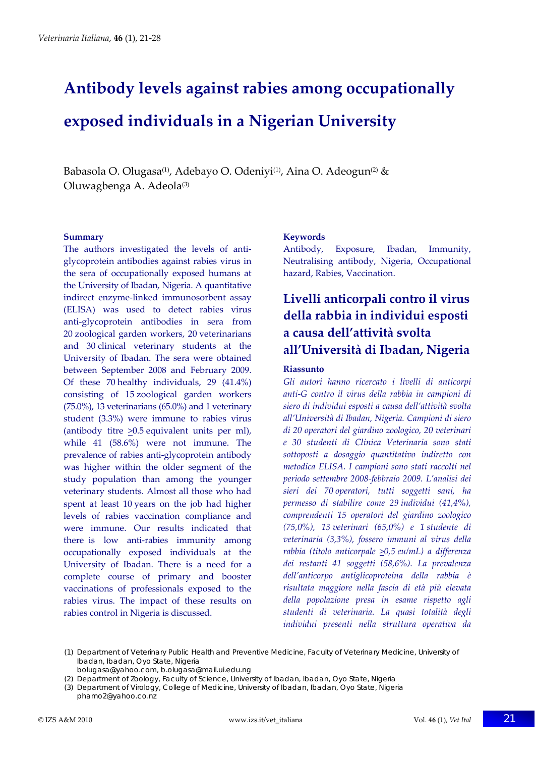# Antibody levels against rabies among occupationally exposed individuals in a Nigerian University

Babasola O. Olugasa[(1)], Adebayo O. Odeniyi[(1)], Aina O. Adeogun[(2)] & Oluwagbenga A. Adeola[(3)]

## Summary

The authors investigated the levels of anti-glycoprotein antibodies against rabies virus in the sera of occupationally exposed humans at the University of Ibadan, Nigeria. A quantitative indirect enzyme-linked immunosorbent assay (ELISA) was used to detect rabies virus anti-glycoprotein antibodies in sera from 20 zoological garden workers, 20 veterinarians and 30 clinical veterinary students at the University of Ibadan. The sera were obtained between September 2008 and February 2009. Of these 70 healthy individuals, 29 (41.4%) consisting of 15 zoological garden workers (75.0%), 13 veterinarians (65.0%) and 1 veterinary student (3.3%) were immune to rabies virus (antibody titre $\geq$0.5 equivalent units per ml), while 41 (58.6%) were not immune. The prevalence of rabies anti-glycoprotein antibody was higher within the older segment of the study population than among the younger veterinary students. Almost all those who had spent at least 10 years on the job had higher levels of rabies vaccination compliance and were immune. Our results indicated that there is low anti-rabies immunity among occupationally exposed individuals at the University of Ibadan. There is a need for a complete course of primary and booster vaccinations of professionals exposed to the rabies virus. The impact of these results on rabies control in Nigeria is discussed.

## Keywords

Antibody, Exposure, Ibadan, Immunity, Neutralising antibody, Nigeria, Occupational hazard, Rabies, Vaccination.

# Livelli anticorpali contro il virus della rabbia in individui esposti a causa dell'attività svolta all'Università di Ibadan, Nigeria

## Riassunto

*Gli autori hanno ricercato i livelli di anticorpi anti-G contro il virus della rabbia in campioni di siero di individui esposti a causa dell'attività svolta all'Università di Ibadan, Nigeria. Campioni di siero di 20 operatori del giardino zoologico, 20 veterinari e 30 studenti di Clinica Veterinaria sono stati sottoposti a dosaggio quantitativo indiretto con metodica ELISA. I campioni sono stati raccolti nel periodo settembre 2008-febbraio 2009. L'analisi dei sieri dei 70 operatori, tutti soggetti sani, ha permesso di stabilire come 29 individui (41,4%), comprendenti 15 operatori del giardino zoologico (75,0%), 13 veterinari (65,0%) e 1 studente di veterinaria (3,3%), fossero immuni al virus della rabbia (titolo anticorpale $\geq$0,5 eu/mL) a differenza dei restanti 41 soggetti (58,6%). La prevalenza dell'anticorpo antiglicoproteina della rabbia è risultata maggiore nella fascia di età più elevata della popolazione presa in esame rispetto agli studenti di veterinaria. La quasi totalità degli individui presenti nella struttura operativa da*

(1) Department of Veterinary Public Health and Preventive Medicine, Faculty of Veterinary Medicine, University of Ibadan, Ibadan, Oyo State, Nigeria
bolugasa@yahoo.com, b.olugasa@mail.ui.edu.ng

(2) Department of Zoology, Faculty of Science, University of Ibadan, Ibadan, Oyo State, Nigeria

(3) Department of Virology, College of Medicine, University of Ibadan, Ibadan, Oyo State, Nigeria
phamo2@yahoo.co.nz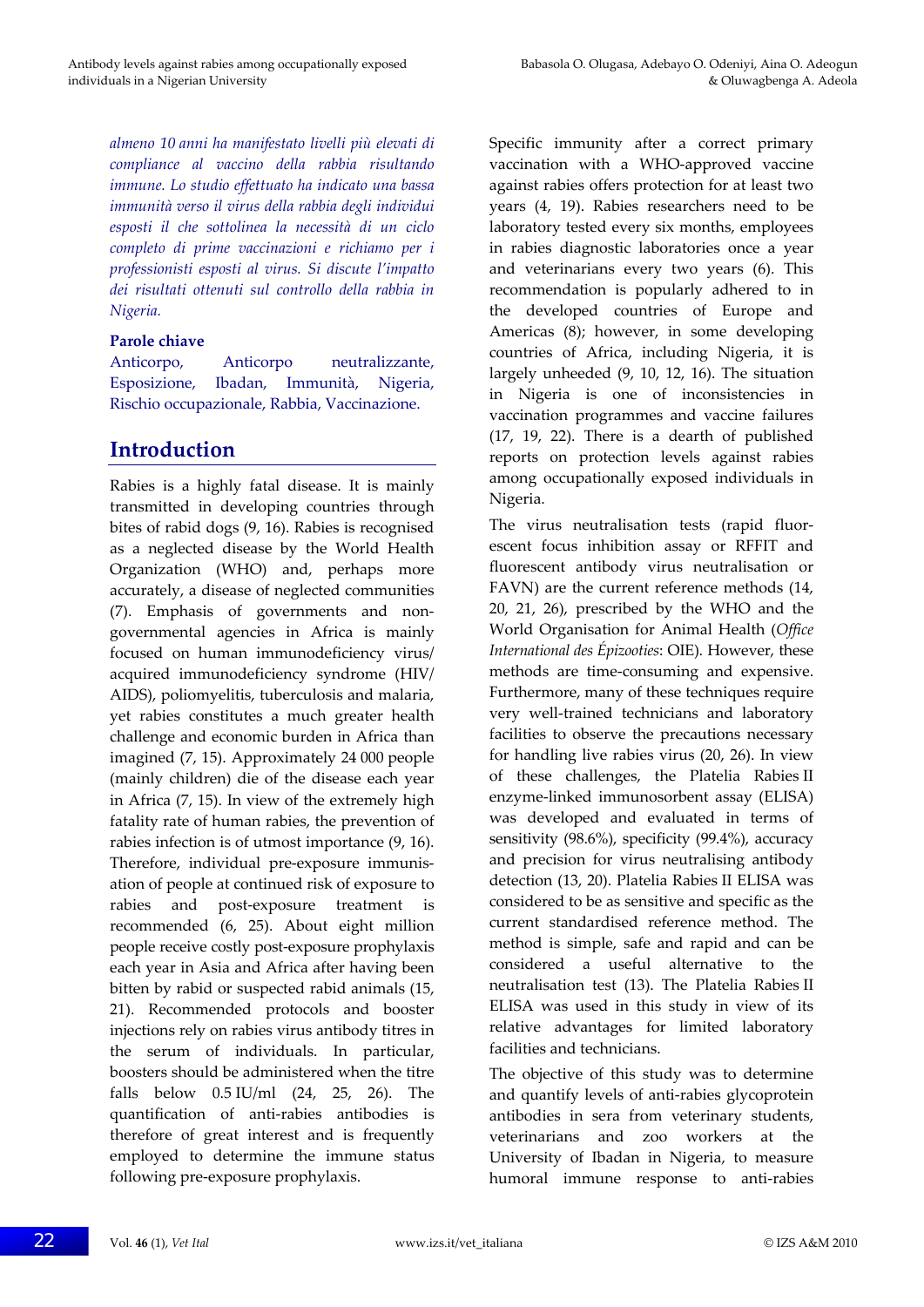*almeno 10 anni ha manifestato livelli più elevati di compliance al vaccino della rabbia risultando immune. Lo studio effettuato ha indicato una bassa immunità verso il virus della rabbia degli individui esposti il che sottolinea la necessità di un ciclo completo di prime vaccinazioni e richiamo per i professionisti esposti al virus. Si discute l'impatto dei risultati ottenuti sul controllo della rabbia in Nigeria.*

### Parole chiave

Anticorpo, Anticorpo neutralizzante, Esposizione, Ibadan, Immunità, Nigeria, Rischio occupazionale, Rabbia, Vaccinazione.

## Introduction

Rabies is a highly fatal disease. It is mainly transmitted in developing countries through bites of rabid dogs (9, 16). Rabies is recognised as a neglected disease by the World Health Organization (WHO) and, perhaps more accurately, a disease of neglected communities (7). Emphasis of governments and non-governmental agencies in Africa is mainly focused on human immunodeficiency virus/acquired immunodeficiency syndrome (HIV/AIDS), poliomyelitis, tuberculosis and malaria, yet rabies constitutes a much greater health challenge and economic burden in Africa than imagined (7, 15). Approximately 24 000 people (mainly children) die of the disease each year in Africa (7, 15). In view of the extremely high fatality rate of human rabies, the prevention of rabies infection is of utmost importance (9, 16). Therefore, individual pre-exposure immunisation of people at continued risk of exposure to rabies and post-exposure treatment is recommended (6, 25). About eight million people receive costly post-exposure prophylaxis each year in Asia and Africa after having been bitten by rabid or suspected rabid animals (15, 21). Recommended protocols and booster injections rely on rabies virus antibody titres in the serum of individuals. In particular, boosters should be administered when the titre falls below 0.5 IU/ml (24, 25, 26). The quantification of anti-rabies antibodies is therefore of great interest and is frequently employed to determine the immune status following pre-exposure prophylaxis.

Specific immunity after a correct primary vaccination with a WHO-approved vaccine against rabies offers protection for at least two years (4, 19). Rabies researchers need to be laboratory tested every six months, employees in rabies diagnostic laboratories once a year and veterinarians every two years (6). This recommendation is popularly adhered to in the developed countries of Europe and Americas (8); however, in some developing countries of Africa, including Nigeria, it is largely unheeded (9, 10, 12, 16). The situation in Nigeria is one of inconsistencies in vaccination programmes and vaccine failures (17, 19, 22). There is a dearth of published reports on protection levels against rabies among occupationally exposed individuals in Nigeria.

The virus neutralisation tests (rapid fluorescent focus inhibition assay or RFFIT and fluorescent antibody virus neutralisation or FAVN) are the current reference methods (14, 20, 21, 26), prescribed by the WHO and the World Organisation for Animal Health (*Office International des Épizooties*: OIE). However, these methods are time-consuming and expensive. Furthermore, many of these techniques require very well-trained technicians and laboratory facilities to observe the precautions necessary for handling live rabies virus (20, 26). In view of these challenges, the Platelia Rabies II enzyme-linked immunosorbent assay (ELISA) was developed and evaluated in terms of sensitivity (98.6%), specificity (99.4%), accuracy and precision for virus neutralising antibody detection (13, 20). Platelia Rabies II ELISA was considered to be as sensitive and specific as the current standardised reference method. The method is simple, safe and rapid and can be considered a useful alternative to the neutralisation test (13). The Platelia Rabies II ELISA was used in this study in view of its relative advantages for limited laboratory facilities and technicians.

The objective of this study was to determine and quantify levels of anti-rabies glycoprotein antibodies in sera from veterinary students, veterinarians and zoo workers at the University of Ibadan in Nigeria, to measure humoral immune response to anti-rabies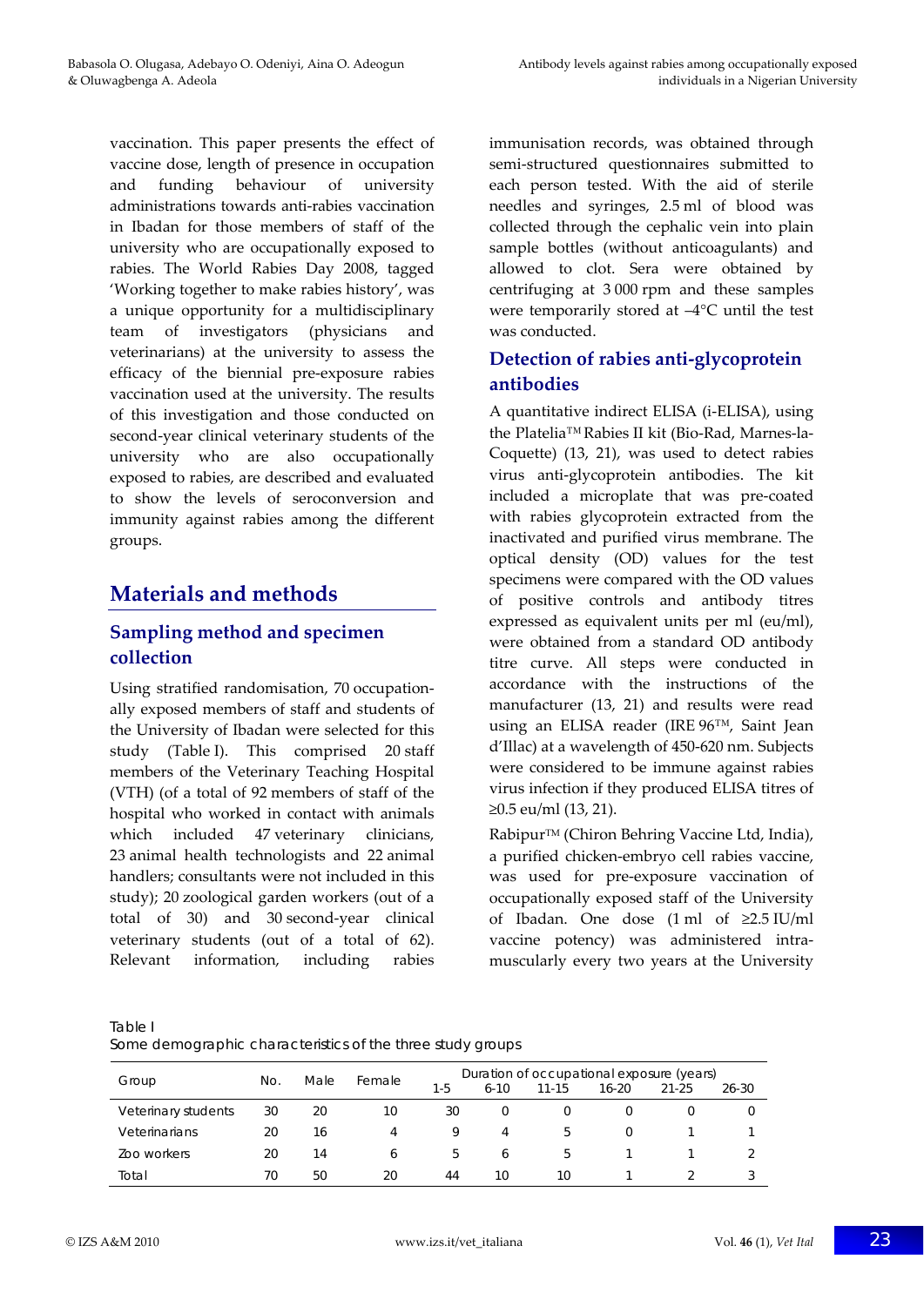vaccination. This paper presents the effect of vaccine dose, length of presence in occupation and funding behaviour of university administrations towards anti-rabies vaccination in Ibadan for those members of staff of the university who are occupationally exposed to rabies. The World Rabies Day 2008, tagged 'Working together to make rabies history', was a unique opportunity for a multidisciplinary team of investigators (physicians and veterinarians) at the university to assess the efficacy of the biennial pre-exposure rabies vaccination used at the university. The results of this investigation and those conducted on second-year clinical veterinary students of the university who are also occupationally exposed to rabies, are described and evaluated to show the levels of seroconversion and immunity against rabies among the different groups.

# Materials and methods

## Sampling method and specimen collection

Using stratified randomisation, 70 occupationally exposed members of staff and students of the University of Ibadan were selected for this study (Table I). This comprised 20 staff members of the Veterinary Teaching Hospital (VTH) (of a total of 92 members of staff of the hospital who worked in contact with animals which included 47 veterinary clinicians, 23 animal health technologists and 22 animal handlers; consultants were not included in this study); 20 zoological garden workers (out of a total of 30) and 30 second-year clinical veterinary students (out of a total of 62). Relevant information, including rabies immunisation records, was obtained through semi-structured questionnaires submitted to each person tested. With the aid of sterile needles and syringes, 2.5 ml of blood was collected through the cephalic vein into plain sample bottles (without anticoagulants) and allowed to clot. Sera were obtained by centrifuging at 3 000 rpm and these samples were temporarily stored at –4°C until the test was conducted.

## Detection of rabies anti-glycoprotein antibodies

A quantitative indirect ELISA (i-ELISA), using the Platelia™ Rabies II kit (Bio-Rad, Marnes-la-Coquette) (13, 21), was used to detect rabies virus anti-glycoprotein antibodies. The kit included a microplate that was pre-coated with rabies glycoprotein extracted from the inactivated and purified virus membrane. The optical density (OD) values for the test specimens were compared with the OD values of positive controls and antibody titres expressed as equivalent units per ml (eu/ml), were obtained from a standard OD antibody titre curve. All steps were conducted in accordance with the instructions of the manufacturer (13, 21) and results were read using an ELISA reader (IRE 96™, Saint Jean d'Illac) at a wavelength of 450-620 nm. Subjects were considered to be immune against rabies virus infection if they produced ELISA titres of ≥0.5 eu/ml (13, 21).

Rabipur™ (Chiron Behring Vaccine Ltd, India), a purified chicken-embryo cell rabies vaccine, was used for pre-exposure vaccination of occupationally exposed staff of the University of Ibadan. One dose (1 ml of ≥2.5 IU/ml vaccine potency) was administered intramuscularly every two years at the University

Table I
Some demographic characteristics of the three study groups

| Group | No. | Male | Female | Duration of occupational exposure (years) | | | | | |
|---|---|---|---|---|---|---|---|---|---|
| | | | | 1-5 | 6-10 | 11-15 | 16-20 | 21-25 | 26-30 |
| Veterinary students | 30 | 20 | 10 | 30 | 0 | 0 | 0 | 0 | 0 |
| Veterinarians | 20 | 16 | 4 | 9 | 4 | 5 | 0 | 1 | 1 |
| Zoo workers | 20 | 14 | 6 | 5 | 6 | 5 | 1 | 1 | 2 |
| Total | 70 | 50 | 20 | 44 | 10 | 10 | 1 | 2 | 3 |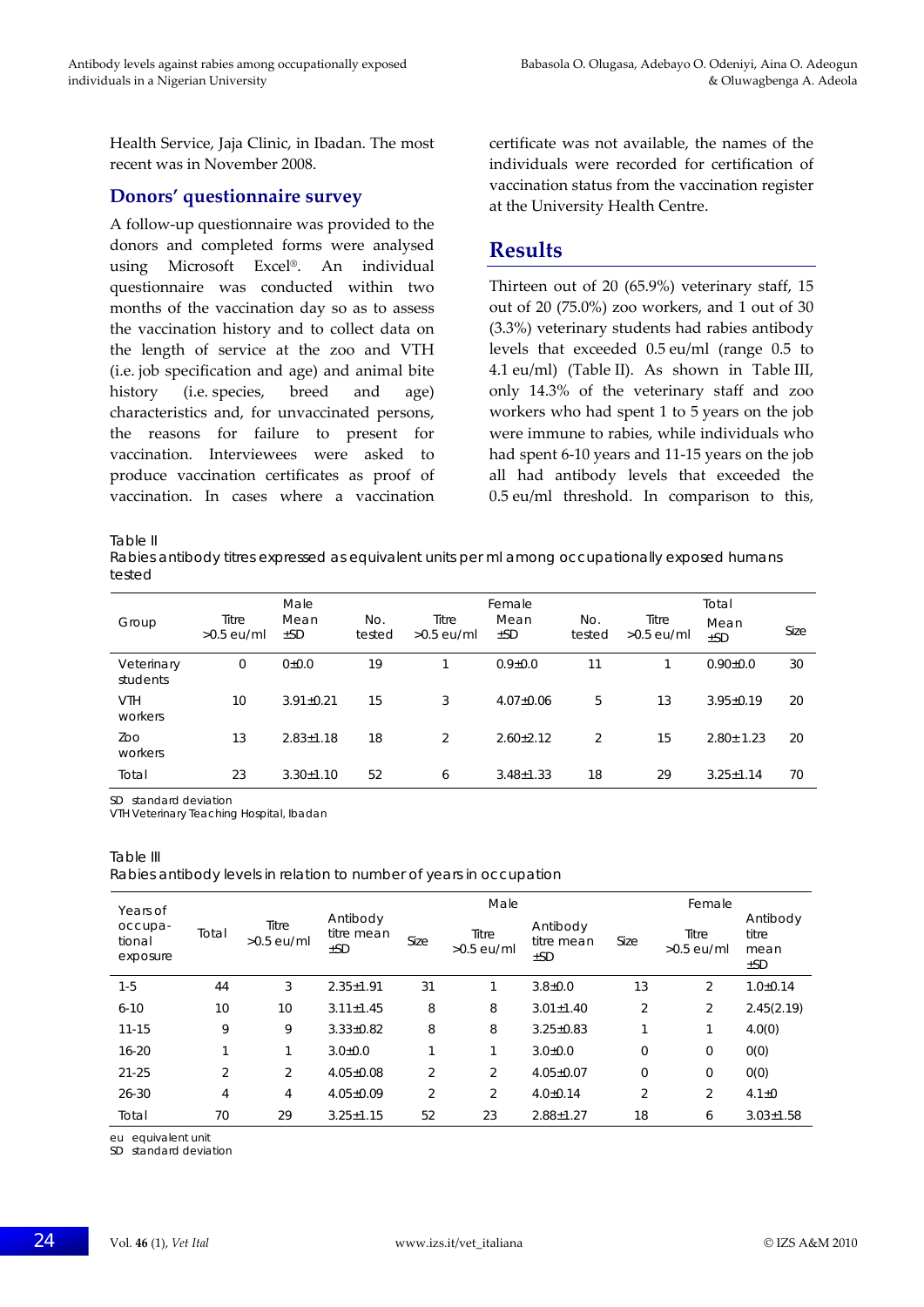Health Service, Jaja Clinic, in Ibadan. The most recent was in November 2008.

## Donors' questionnaire survey

A follow-up questionnaire was provided to the donors and completed forms were analysed using Microsoft Excel®. An individual questionnaire was conducted within two months of the vaccination day so as to assess the vaccination history and to collect data on the length of service at the zoo and VTH (i.e. job specification and age) and animal bite history (i.e. species, breed and age) characteristics and, for unvaccinated persons, the reasons for failure to present for vaccination. Interviewees were asked to produce vaccination certificates as proof of vaccination. In cases where a vaccination certificate was not available, the names of the individuals were recorded for certification of vaccination status from the vaccination register at the University Health Centre.

# Results

Thirteen out of 20 (65.9%) veterinary staff, 15 out of 20 (75.0%) zoo workers, and 1 out of 30 (3.3%) veterinary students had rabies antibody levels that exceeded 0.5 eu/ml (range 0.5 to 4.1 eu/ml) (Table II). As shown in Table III, only 14.3% of the veterinary staff and zoo workers who had spent 1 to 5 years on the job were immune to rabies, while individuals who had spent 6-10 years and 11-15 years on the job all had antibody levels that exceeded the 0.5 eu/ml threshold. In comparison to this,

Table II
Rabies antibody titres expressed as equivalent units per ml among occupationally exposed humans tested

| Group | Male | | | Female | | | Total | | |
|---|---|---|---|---|---|---|---|---|---|
| | Titre >0.5 eu/ml | Mean ±SD | No. tested | Titre >0.5 eu/ml | Mean ±SD | No. tested | Titre >0.5 eu/ml | Mean ±SD | Size |
| Veterinary students | 0 | 0±0.0 | 19 | 1 | 0.9±0.0 | 11 | 1 | 0.90±0.0 | 30 |
| VTH workers | 10 | 3.91±0.21 | 15 | 3 | 4.07±0.06 | 5 | 13 | 3.95±0.19 | 20 |
| Zoo workers | 13 | 2.83±1.18 | 18 | 2 | 2.60±2.12 | 2 | 15 | 2.80± 1.23 | 20 |
| Total | 23 | 3.30±1.10 | 52 | 6 | 3.48±1.33 | 18 | 29 | 3.25±1.14 | 70 |

SD standard deviation
VTH Veterinary Teaching Hospital, Ibadan

Table III
Rabies antibody levels in relation to number of years in occupation

| Years of occupational exposure | Total | Titre >0.5 eu/ml | Antibody titre mean ±SD | Male | | | Female | | |
|---|---|---|---|---|---|---|---|---|---|
| | | | | Size | Titre >0.5 eu/ml | Antibody titre mean ±SD | Size | Titre >0.5 eu/ml | Antibody titre mean ±SD |
| 1-5 | 44 | 3 | 2.35±1.91 | 31 | 1 | 3.8±0.0 | 13 | 2 | 1.0±0.14 |
| 6-10 | 10 | 10 | 3.11±1.45 | 8 | 8 | 3.01±1.40 | 2 | 2 | 2.45(2.19) |
| 11-15 | 9 | 9 | 3.33±0.82 | 8 | 8 | 3.25±0.83 | 1 | 1 | 4.0(0) |
| 16-20 | 1 | 1 | 3.0±0.0 | 1 | 1 | 3.0±0.0 | 0 | 0 | 0(0) |
| 21-25 | 2 | 2 | 4.05±0.08 | 2 | 2 | 4.05±0.07 | 0 | 0 | 0(0) |
| 26-30 | 4 | 4 | 4.05±0.09 | 2 | 2 | 4.0±0.14 | 2 | 2 | 4.1±0 |
| Total | 70 | 29 | 3.25±1.15 | 52 | 23 | 2.88±1.27 | 18 | 6 | 3.03±1.58 |

eu equivalent unit
SD standard deviation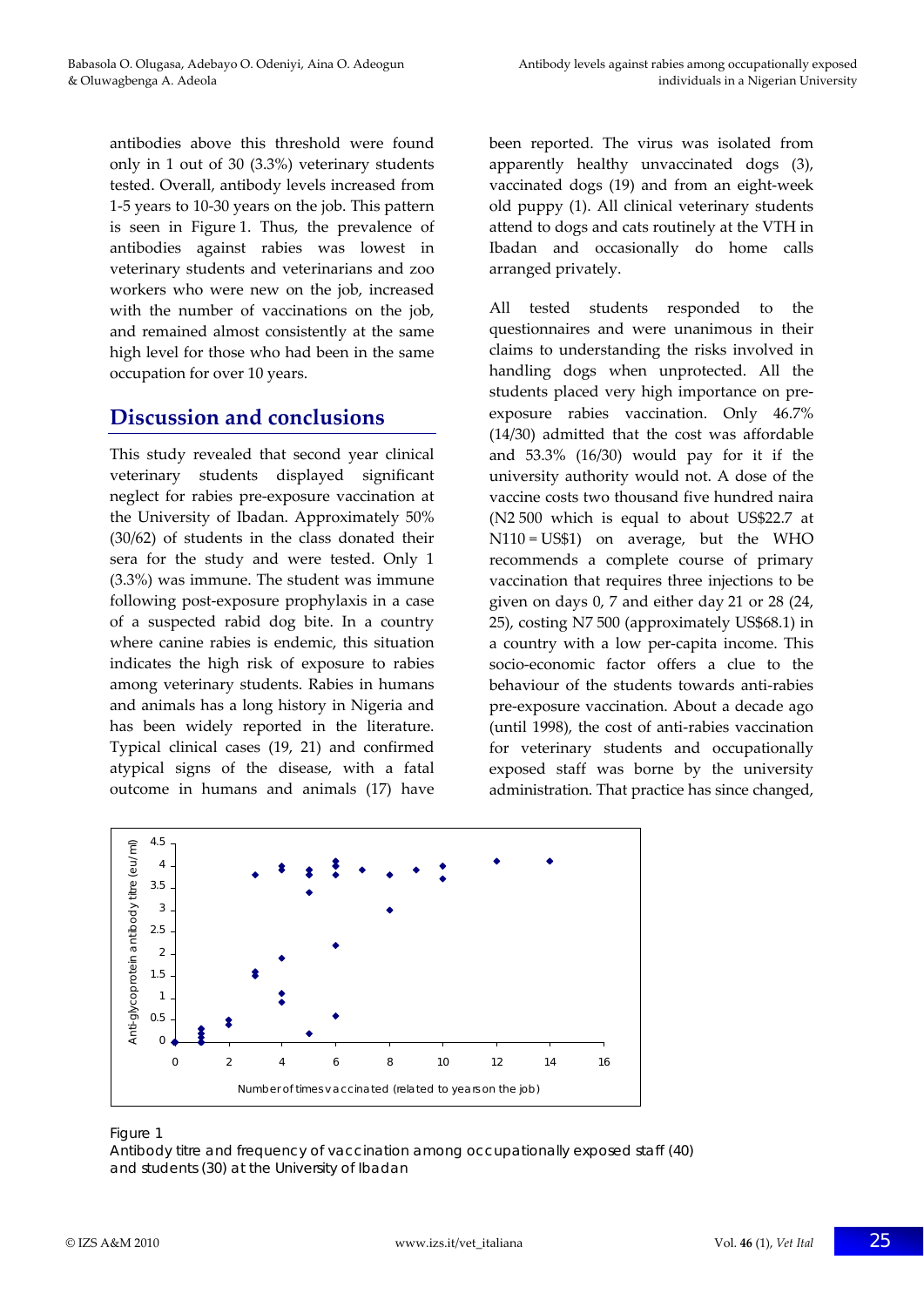antibodies above this threshold were found only in 1 out of 30 (3.3%) veterinary students tested. Overall, antibody levels increased from 1-5 years to 10-30 years on the job. This pattern is seen in Figure 1. Thus, the prevalence of antibodies against rabies was lowest in veterinary students and veterinarians and zoo workers who were new on the job, increased with the number of vaccinations on the job, and remained almost consistently at the same high level for those who had been in the same occupation for over 10 years.

## Discussion and conclusions

This study revealed that second year clinical veterinary students displayed significant neglect for rabies pre-exposure vaccination at the University of Ibadan. Approximately 50% (30/62) of students in the class donated their sera for the study and were tested. Only 1 (3.3%) was immune. The student was immune following post-exposure prophylaxis in a case of a suspected rabid dog bite. In a country where canine rabies is endemic, this situation indicates the high risk of exposure to rabies among veterinary students. Rabies in humans and animals has a long history in Nigeria and has been widely reported in the literature. Typical clinical cases (19, 21) and confirmed atypical signs of the disease, with a fatal outcome in humans and animals (17) have been reported. The virus was isolated from apparently healthy unvaccinated dogs (3), vaccinated dogs (19) and from an eight-week old puppy (1). All clinical veterinary students attend to dogs and cats routinely at the VTH in Ibadan and occasionally do home calls arranged privately.

All tested students responded to the questionnaires and were unanimous in their claims to understanding the risks involved in handling dogs when unprotected. All the students placed very high importance on pre-exposure rabies vaccination. Only 46.7% (14/30) admitted that the cost was affordable and 53.3% (16/30) would pay for it if the university authority would not. A dose of the vaccine costs two thousand five hundred naira (N2 500 which is equal to about US$22.7 at N110 = US$1) on average, but the WHO recommends a complete course of primary vaccination that requires three injections to be given on days 0, 7 and either day 21 or 28 (24, 25), costing N7 500 (approximately US$68.1) in a country with a low per-capita income. This socio-economic factor offers a clue to the behaviour of the students towards anti-rabies pre-exposure vaccination. About a decade ago (until 1998), the cost of anti-rabies vaccination for veterinary students and occupationally exposed staff was borne by the university administration. That practice has since changed,

Figure 1
Antibody titre and frequency of vaccination among occupationally exposed staff (40) and students (30) at the University of Ibadan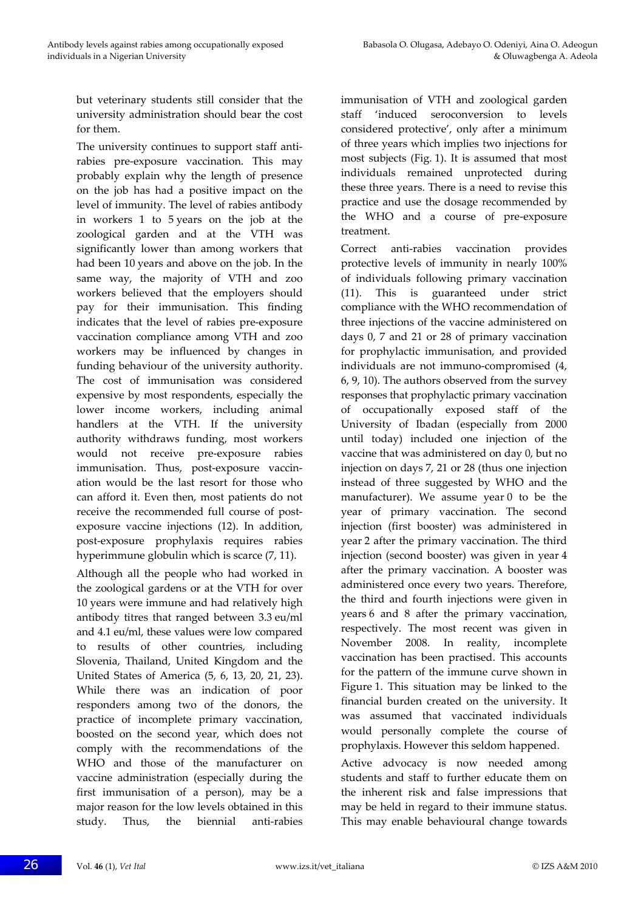but veterinary students still consider that the university administration should bear the cost for them.

The university continues to support staff anti-rabies pre-exposure vaccination. This may probably explain why the length of presence on the job has had a positive impact on the level of immunity. The level of rabies antibody in workers 1 to 5 years on the job at the zoological garden and at the VTH was significantly lower than among workers that had been 10 years and above on the job. In the same way, the majority of VTH and zoo workers believed that the employers should pay for their immunisation. This finding indicates that the level of rabies pre-exposure vaccination compliance among VTH and zoo workers may be influenced by changes in funding behaviour of the university authority. The cost of immunisation was considered expensive by most respondents, especially the lower income workers, including animal handlers at the VTH. If the university authority withdraws funding, most workers would not receive pre-exposure rabies immunisation. Thus, post-exposure vaccination would be the last resort for those who can afford it. Even then, most patients do not receive the recommended full course of post-exposure vaccine injections (12). In addition, post-exposure prophylaxis requires rabies hyperimmune globulin which is scarce (7, 11).

Although all the people who had worked in the zoological gardens or at the VTH for over 10 years were immune and had relatively high antibody titres that ranged between 3.3 eu/ml and 4.1 eu/ml, these values were low compared to results of other countries, including Slovenia, Thailand, United Kingdom and the United States of America (5, 6, 13, 20, 21, 23). While there was an indication of poor responders among two of the donors, the practice of incomplete primary vaccination, boosted on the second year, which does not comply with the recommendations of the WHO and those of the manufacturer on vaccine administration (especially during the first immunisation of a person), may be a major reason for the low levels obtained in this study. Thus, the biennial anti-rabies immunisation of VTH and zoological garden staff 'induced seroconversion to levels considered protective', only after a minimum of three years which implies two injections for most subjects (Fig. 1). It is assumed that most individuals remained unprotected during these three years. There is a need to revise this practice and use the dosage recommended by the WHO and a course of pre-exposure treatment.

Correct anti-rabies vaccination provides protective levels of immunity in nearly 100% of individuals following primary vaccination (11). This is guaranteed under strict compliance with the WHO recommendation of three injections of the vaccine administered on days 0, 7 and 21 or 28 of primary vaccination for prophylactic immunisation, and provided individuals are not immuno-compromised (4, 6, 9, 10). The authors observed from the survey responses that prophylactic primary vaccination of occupationally exposed staff of the University of Ibadan (especially from 2000 until today) included one injection of the vaccine that was administered on day 0, but no injection on days 7, 21 or 28 (thus one injection instead of three suggested by WHO and the manufacturer). We assume year 0 to be the year of primary vaccination. The second injection (first booster) was administered in year 2 after the primary vaccination. The third injection (second booster) was given in year 4 after the primary vaccination. A booster was administered once every two years. Therefore, the third and fourth injections were given in years 6 and 8 after the primary vaccination, respectively. The most recent was given in November 2008. In reality, incomplete vaccination has been practised. This accounts for the pattern of the immune curve shown in Figure 1. This situation may be linked to the financial burden created on the university. It was assumed that vaccinated individuals would personally complete the course of prophylaxis. However this seldom happened.

Active advocacy is now needed among students and staff to further educate them on the inherent risk and false impressions that may be held in regard to their immune status. This may enable behavioural change towards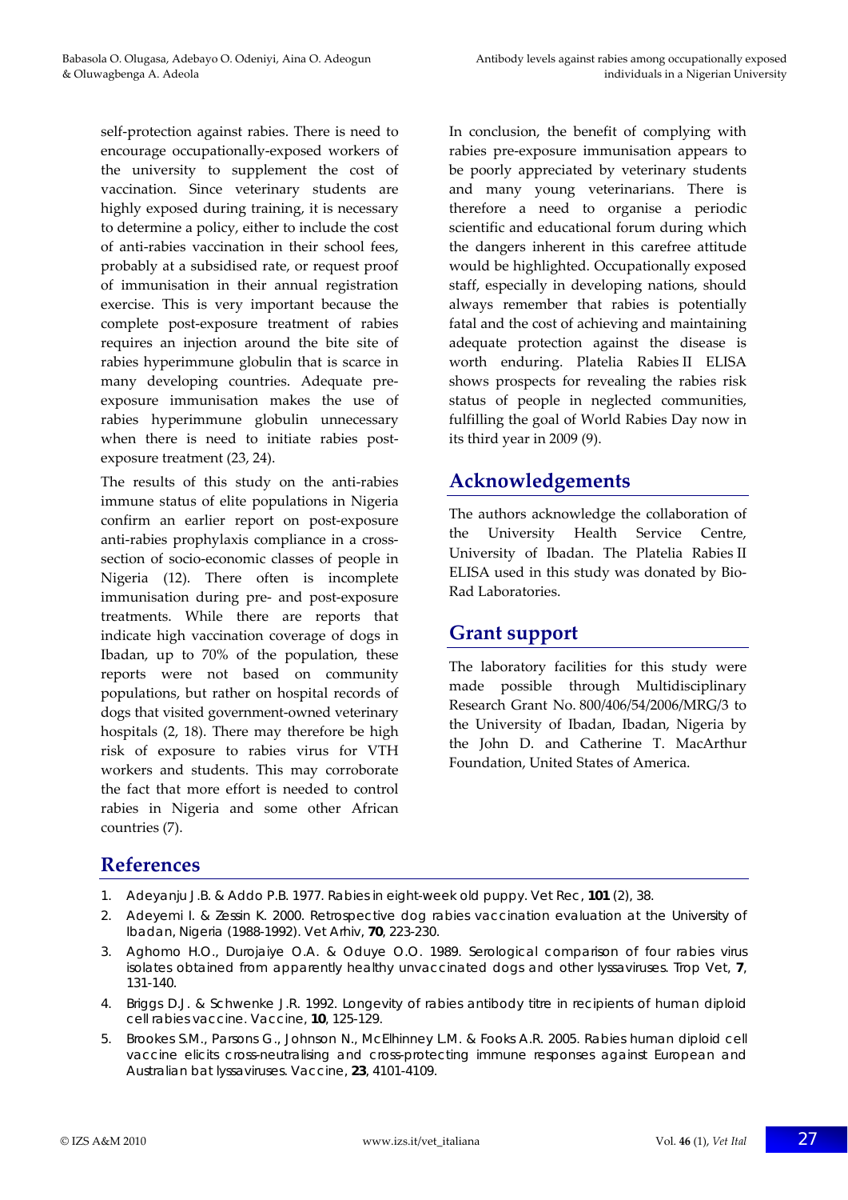self-protection against rabies. There is need to encourage occupationally-exposed workers of the university to supplement the cost of vaccination. Since veterinary students are highly exposed during training, it is necessary to determine a policy, either to include the cost of anti-rabies vaccination in their school fees, probably at a subsidised rate, or request proof of immunisation in their annual registration exercise. This is very important because the complete post-exposure treatment of rabies requires an injection around the bite site of rabies hyperimmune globulin that is scarce in many developing countries. Adequate pre-exposure immunisation makes the use of rabies hyperimmune globulin unnecessary when there is need to initiate rabies post-exposure treatment (23, 24).

The results of this study on the anti-rabies immune status of elite populations in Nigeria confirm an earlier report on post-exposure anti-rabies prophylaxis compliance in a cross-section of socio-economic classes of people in Nigeria (12). There often is incomplete immunisation during pre- and post-exposure treatments. While there are reports that indicate high vaccination coverage of dogs in Ibadan, up to 70% of the population, these reports were not based on community populations, but rather on hospital records of dogs that visited government-owned veterinary hospitals (2, 18). There may therefore be high risk of exposure to rabies virus for VTH workers and students. This may corroborate the fact that more effort is needed to control rabies in Nigeria and some other African countries (7).

In conclusion, the benefit of complying with rabies pre-exposure immunisation appears to be poorly appreciated by veterinary students and many young veterinarians. There is therefore a need to organise a periodic scientific and educational forum during which the dangers inherent in this carefree attitude would be highlighted. Occupationally exposed staff, especially in developing nations, should always remember that rabies is potentially fatal and the cost of achieving and maintaining adequate protection against the disease is worth enduring. Platelia Rabies II ELISA shows prospects for revealing the rabies risk status of people in neglected communities, fulfilling the goal of World Rabies Day now in its third year in 2009 (9).

## Acknowledgements

The authors acknowledge the collaboration of the University Health Service Centre, University of Ibadan. The Platelia Rabies II ELISA used in this study was donated by Bio-Rad Laboratories.

## Grant support

The laboratory facilities for this study were made possible through Multidisciplinary Research Grant No. 800/406/54/2006/MRG/3 to the University of Ibadan, Ibadan, Nigeria by the John D. and Catherine T. MacArthur Foundation, United States of America.

## References

1. Adeyanju J.B. & Addo P.B. 1977. Rabies in eight-week old puppy. Vet Rec, **101** (2), 38.
2. Adeyemi I. & Zessin K. 2000. Retrospective dog rabies vaccination evaluation at the University of Ibadan, Nigeria (1988-1992). Vet Arhiv, **70**, 223-230.
3. Aghomo H.O., Durojaiye O.A. & Oduye O.O. 1989. Serological comparison of four rabies virus isolates obtained from apparently healthy unvaccinated dogs and other lyssaviruses. Trop Vet, **7**, 131-140.
4. Briggs D.J. & Schwenke J.R. 1992. Longevity of rabies antibody titre in recipients of human diploid cell rabies vaccine. Vaccine, **10**, 125-129.
5. Brookes S.M., Parsons G., Johnson N., McElhinney L.M. & Fooks A.R. 2005. Rabies human diploid cell vaccine elicits cross-neutralising and cross-protecting immune responses against European and Australian bat lyssaviruses. Vaccine, **23**, 4101-4109.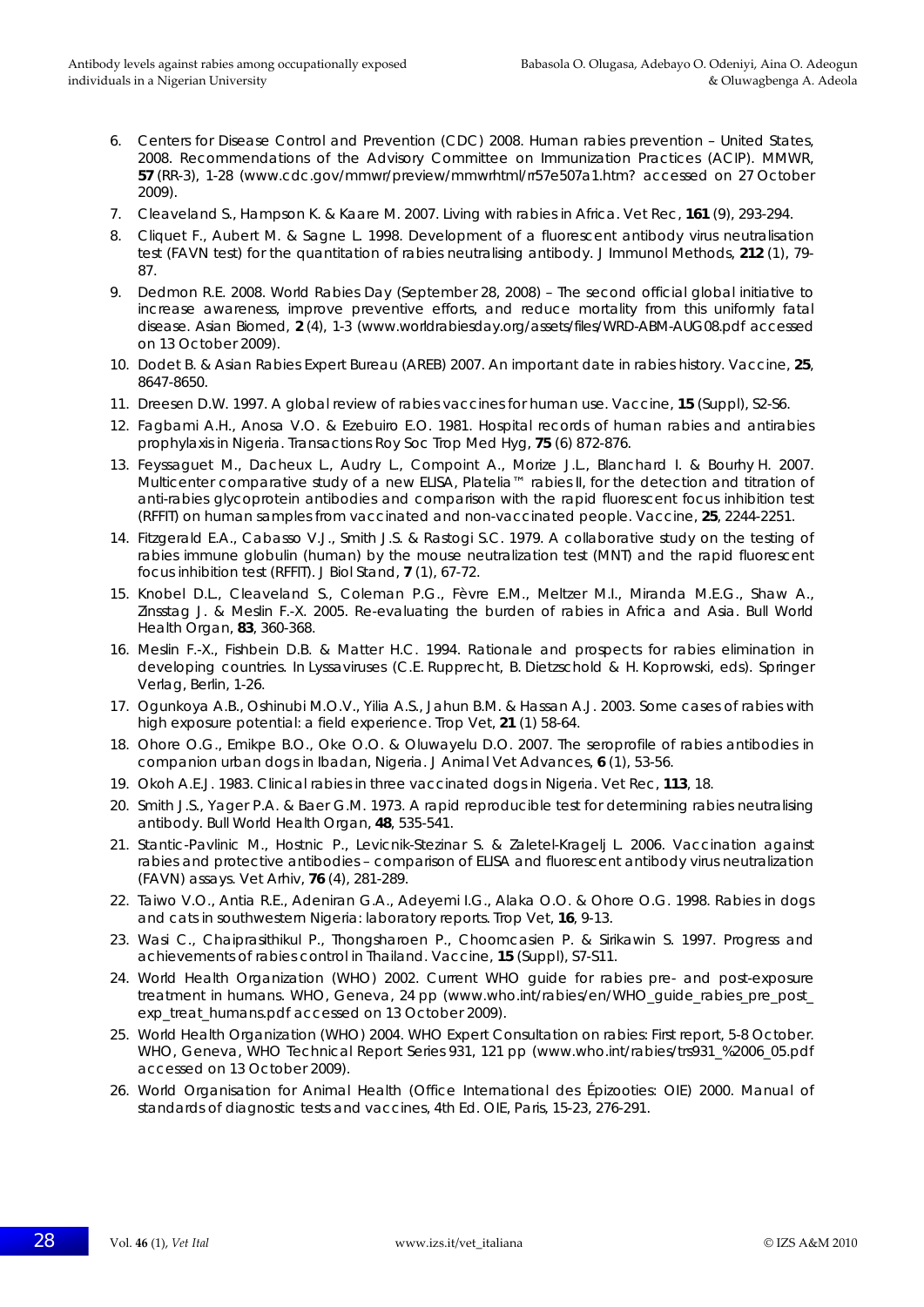6. Centers for Disease Control and Prevention (CDC) 2008. Human rabies prevention – United States, 2008. Recommendations of the Advisory Committee on Immunization Practices (ACIP). MMWR, **57** (RR-3), 1-28 (www.cdc.gov/mmwr/preview/mmwrhtml/rr57e507a1.htm? accessed on 27 October 2009).
7. Cleaveland S., Hampson K. & Kaare M. 2007. Living with rabies in Africa. Vet Rec, **161** (9), 293-294.
8. Cliquet F., Aubert M. & Sagne L. 1998. Development of a fluorescent antibody virus neutralisation test (FAVN test) for the quantitation of rabies neutralising antibody. J Immunol Methods, **212** (1), 79-87.
9. Dedmon R.E. 2008. World Rabies Day (September 28, 2008) – The second official global initiative to increase awareness, improve preventive efforts, and reduce mortality from this uniformly fatal disease. Asian Biomed, **2** (4), 1-3 (www.worldrabiesday.org/assets/files/WRD-ABM-AUG08.pdf accessed on 13 October 2009).
10. Dodet B. & Asian Rabies Expert Bureau (AREB) 2007. An important date in rabies history. Vaccine, **25**, 8647-8650.
11. Dreesen D.W. 1997. A global review of rabies vaccines for human use. Vaccine, **15** (Suppl), S2-S6.
12. Fagbami A.H., Anosa V.O. & Ezebuiro E.O. 1981. Hospital records of human rabies and antirabies prophylaxis in Nigeria. Transactions Roy Soc Trop Med Hyg, **75** (6) 872-876.
13. Feyssaguet M., Dacheux L., Audry L., Compoint A., Morize J.L., Blanchard I. & Bourhy H. 2007. Multicenter comparative study of a new ELISA, Platelia™ rabies II, for the detection and titration of anti-rabies glycoprotein antibodies and comparison with the rapid fluorescent focus inhibition test (RFFIT) on human samples from vaccinated and non-vaccinated people. Vaccine, **25**, 2244-2251.
14. Fitzgerald E.A., Cabasso V.J., Smith J.S. & Rastogi S.C. 1979. A collaborative study on the testing of rabies immune globulin (human) by the mouse neutralization test (MNT) and the rapid fluorescent focus inhibition test (RFFIT). J Biol Stand, **7** (1), 67-72.
15. Knobel D.L., Cleaveland S., Coleman P.G., Fèvre E.M., Meltzer M.I., Miranda M.E.G., Shaw A., Zinsstag J. & Meslin F.-X. 2005. Re-evaluating the burden of rabies in Africa and Asia. Bull World Health Organ, **83**, 360-368.
16. Meslin F.-X., Fishbein D.B. & Matter H.C. 1994. Rationale and prospects for rabies elimination in developing countries. In Lyssaviruses (C.E. Rupprecht, B. Dietzschold & H. Koprowski, eds). Springer Verlag, Berlin, 1-26.
17. Ogunkoya A.B., Oshinubi M.O.V., Yilia A.S., Jahun B.M. & Hassan A.J. 2003. Some cases of rabies with high exposure potential: a field experience. Trop Vet, **21** (1) 58-64.
18. Ohore O.G., Emikpe B.O., Oke O.O. & Oluwayelu D.O. 2007. The seroprofile of rabies antibodies in companion urban dogs in Ibadan, Nigeria. J Animal Vet Advances, **6** (1), 53-56.
19. Okoh A.E.J. 1983. Clinical rabies in three vaccinated dogs in Nigeria. Vet Rec, **113**, 18.
20. Smith J.S., Yager P.A. & Baer G.M. 1973. A rapid reproducible test for determining rabies neutralising antibody. Bull World Health Organ, **48**, 535-541.
21. Stantic-Pavlinic M., Hostnic P., Levicnik-Stezinar S. & Zaletel-Kragelj L. 2006. Vaccination against rabies and protective antibodies – comparison of ELISA and fluorescent antibody virus neutralization (FAVN) assays. Vet Arhiv, **76** (4), 281-289.
22. Taiwo V.O., Antia R.E., Adeniran G.A., Adeyemi I.G., Alaka O.O. & Ohore O.G. 1998. Rabies in dogs and cats in southwestern Nigeria: laboratory reports. Trop Vet, **16**, 9-13.
23. Wasi C., Chaiprasithikul P., Thongsharoen P., Choomcasien P. & Sirikawin S. 1997. Progress and achievements of rabies control in Thailand. Vaccine, **15** (Suppl), S7-S11.
24. World Health Organization (WHO) 2002. Current WHO guide for rabies pre- and post-exposure treatment in humans. WHO, Geneva, 24 pp (www.who.int/rabies/en/WHO_guide_rabies_pre_post_exp_treat_humans.pdf accessed on 13 October 2009).
25. World Health Organization (WHO) 2004. WHO Expert Consultation on rabies: First report, 5-8 October. WHO, Geneva, WHO Technical Report Series 931, 121 pp (www.who.int/rabies/trs931_%2006_05.pdf accessed on 13 October 2009).
26. World Organisation for Animal Health (Office International des Épizooties: OIE) 2000. Manual of standards of diagnostic tests and vaccines, 4th Ed. OIE, Paris, 15-23, 276-291.